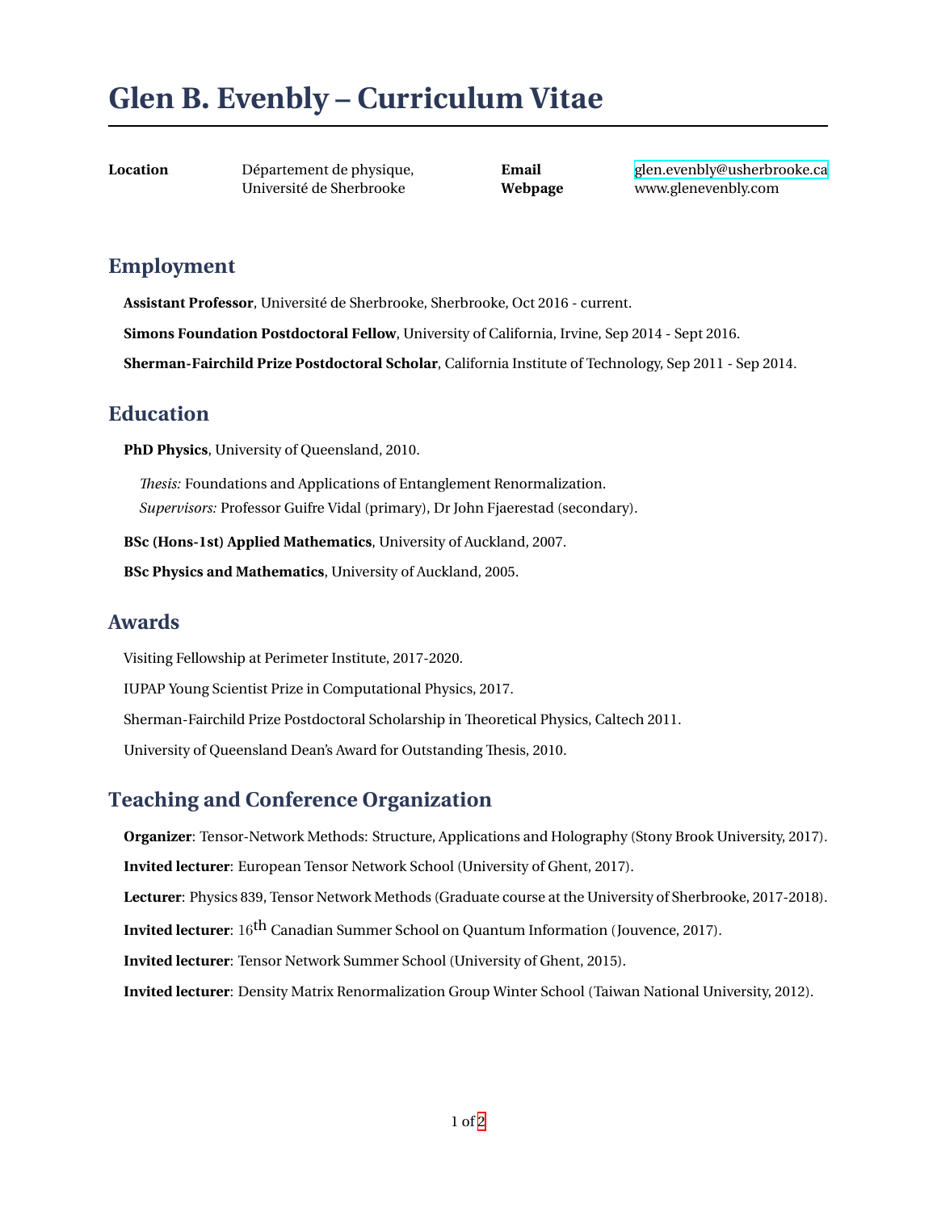# Glen B. Evenbly – Curriculum Vitae

| | | | |
|---|---|---|---|
| **Location** | Département de physique, Université de Sherbrooke | **Email** | glen.evenbly@usherbrooke.ca |
| | | **Webpage** | www.glenevenbly.com |

## Employment

**Assistant Professor**, Université de Sherbrooke, Sherbrooke, Oct 2016 - current.

**Simons Foundation Postdoctoral Fellow**, University of California, Irvine, Sep 2014 - Sept 2016.

**Sherman-Fairchild Prize Postdoctoral Scholar**, California Institute of Technology, Sep 2011 - Sep 2014.

## Education

**PhD Physics**, University of Queensland, 2010.

*Thesis:* Foundations and Applications of Entanglement Renormalization.
*Supervisors:* Professor Guifre Vidal (primary), Dr John Fjaerestad (secondary).

**BSc (Hons-1st) Applied Mathematics**, University of Auckland, 2007.

**BSc Physics and Mathematics**, University of Auckland, 2005.

## Awards

Visiting Fellowship at Perimeter Institute, 2017-2020.

IUPAP Young Scientist Prize in Computational Physics, 2017.

Sherman-Fairchild Prize Postdoctoral Scholarship in Theoretical Physics, Caltech 2011.

University of Queensland Dean's Award for Outstanding Thesis, 2010.

## Teaching and Conference Organization

**Organizer**: Tensor-Network Methods: Structure, Applications and Holography (Stony Brook University, 2017).

**Invited lecturer**: European Tensor Network School (University of Ghent, 2017).

**Lecturer**: Physics 839, Tensor Network Methods (Graduate course at the University of Sherbrooke, 2017-2018).

**Invited lecturer**: $16^{\text{th}}$ Canadian Summer School on Quantum Information (Jouvence, 2017).

**Invited lecturer**: Tensor Network Summer School (University of Ghent, 2015).

**Invited lecturer**: Density Matrix Renormalization Group Winter School (Taiwan National University, 2012).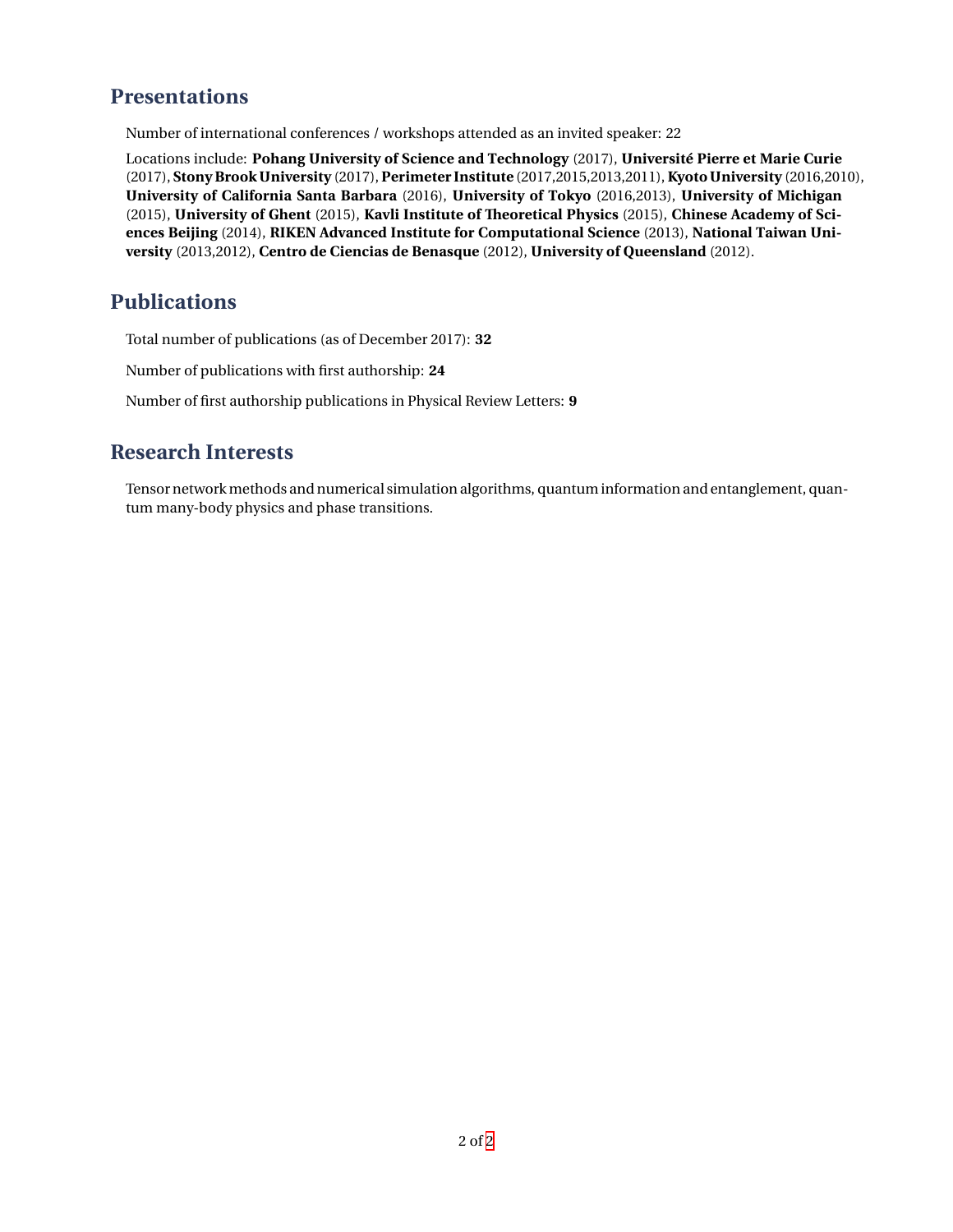## Presentations

Number of international conferences / workshops attended as an invited speaker: 22

Locations include: **Pohang University of Science and Technology** (2017), **Université Pierre et Marie Curie** (2017), **Stony Brook University** (2017), **Perimeter Institute** (2017,2015,2013,2011), **Kyoto University** (2016,2010), **University of California Santa Barbara** (2016), **University of Tokyo** (2016,2013), **University of Michigan** (2015), **University of Ghent** (2015), **Kavli Institute of Theoretical Physics** (2015), **Chinese Academy of Sciences Beijing** (2014), **RIKEN Advanced Institute for Computational Science** (2013), **National Taiwan University** (2013,2012), **Centro de Ciencias de Benasque** (2012), **University of Queensland** (2012).

## Publications

Total number of publications (as of December 2017): **32**

Number of publications with first authorship: **24**

Number of first authorship publications in Physical Review Letters: **9**

## Research Interests

Tensor network methods and numerical simulation algorithms, quantum information and entanglement, quantum many-body physics and phase transitions.